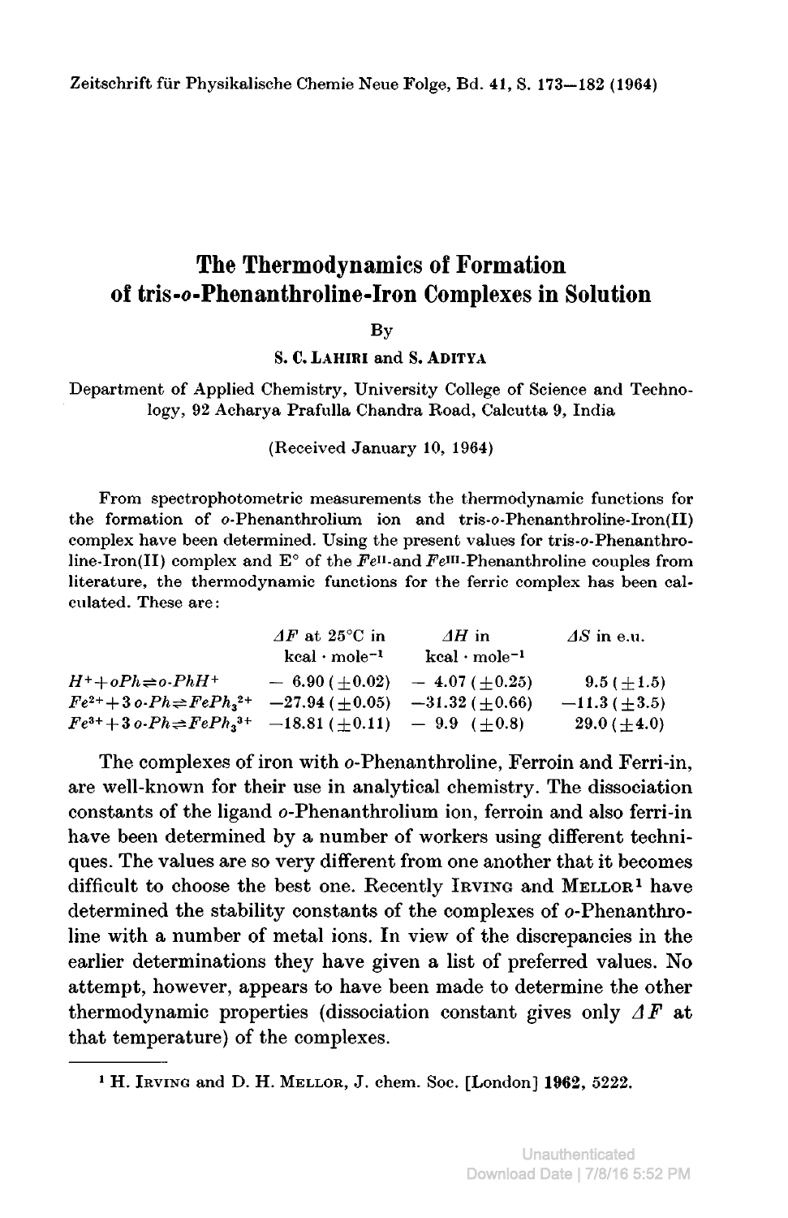# The Thermodynamics of Formation of tris-o-Phenanthroline-Iron Complexes in Solution

By

**S. C. Lahiri** and **S. Aditya**

Department of Applied Chemistry, University College of Science and Technology, 92 Acharya Prafulla Chandra Road, Calcutta 9, India

(Received January 10, 1964)

From spectrophotometric measurements the thermodynamic functions for the formation of *o*-Phenanthrolium ion and tris-*o*-Phenanthroline-Iron(II) complex have been determined. Using the present values for tris-*o*-Phenanthroline-Iron(II) complex and E° of the $Fe^{II}$- and $Fe^{III}$-Phenanthroline couples from literature, the thermodynamic functions for the ferric complex has been calculated. These are:

| | $\Delta F$ at 25°C in kcal · mole$^{-1}$ | $\Delta H$ in kcal · mole$^{-1}$ | $\Delta S$ in e.u. |
|---|---|---|---|
| $H^+ + oPh \rightleftharpoons o\text{-}PhH^+$ | $-6.90\ (\pm 0.02)$ | $-4.07\ (\pm 0.25)$ | $9.5\ (\pm 1.5)$ |
| $Fe^{2+} + 3\,o\text{-}Ph \rightleftharpoons FePh_3^{2+}$ | $-27.94\ (\pm 0.05)$ | $-31.32\ (\pm 0.66)$ | $-11.3\ (\pm 3.5)$ |
| $Fe^{3+} + 3\,o\text{-}Ph \rightleftharpoons FePh_3^{3+}$ | $-18.81\ (\pm 0.11)$ | $-9.9\ (\pm 0.8)$ | $29.0\ (\pm 4.0)$ |

The complexes of iron with *o*-Phenanthroline, Ferroin and Ferri-in, are well-known for their use in analytical chemistry. The dissociation constants of the ligand *o*-Phenanthrolium ion, ferroin and also ferri-in have been determined by a number of workers using different techniques. The values are so very different from one another that it becomes difficult to choose the best one. Recently Irving and Mellor[1] have determined the stability constants of the complexes of *o*-Phenanthroline with a number of metal ions. In view of the discrepancies in the earlier determinations they have given a list of preferred values. No attempt, however, appears to have been made to determine the other thermodynamic properties (dissociation constant gives only $\Delta F$ at that temperature) of the complexes.

[1] H. Irving and D. H. Mellor, J. chem. Soc. [London] 1962, 5222.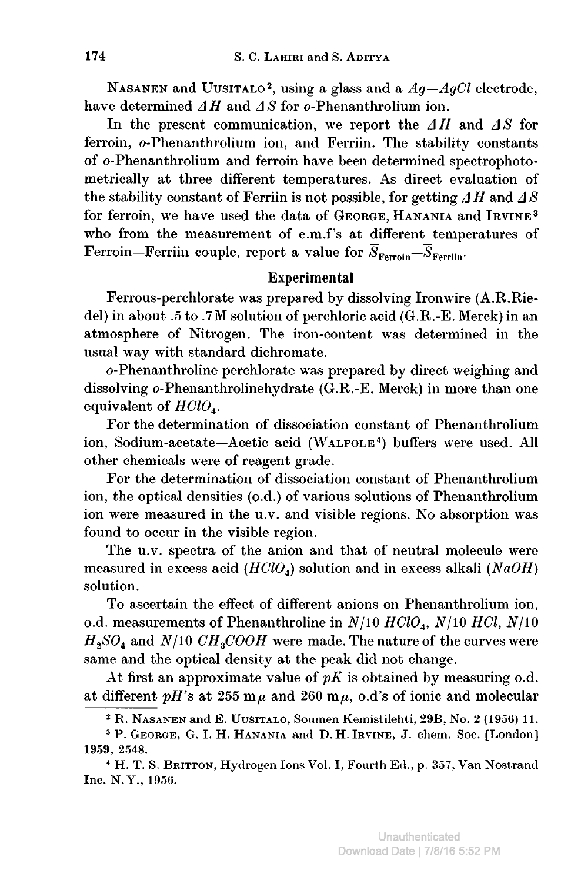NASANEN and UUSITALO[2], using a glass and a $Ag-AgCl$ electrode, have determined $\Delta H$ and $\Delta S$ for *o*-Phenanthrolium ion.

In the present communication, we report the $\Delta H$ and $\Delta S$ for ferroin, *o*-Phenanthrolium ion, and Ferriin. The stability constants of *o*-Phenanthrolium and ferroin have been determined spectrophotometrically at three different temperatures. As direct evaluation of the stability constant of Ferriin is not possible, for getting $\Delta H$ and $\Delta S$ for ferroin, we have used the data of GEORGE, HANANIA and IRVINE[3] who from the measurement of e.m.f's at different temperatures of Ferroin—Ferriin couple, report a value for $\overline{S}_{\text{Ferroin}} - \overline{S}_{\text{Ferriin}}$.

## Experimental

Ferrous-perchlorate was prepared by dissolving Ironwire (A.R.Riedel) in about .5 to .7 M solution of perchloric acid (G.R.-E. Merck) in an atmosphere of Nitrogen. The iron-content was determined in the usual way with standard dichromate.

*o*-Phenanthroline perchlorate was prepared by direct weighing and dissolving *o*-Phenanthrolinehydrate (G.R.-E. Merck) in more than one equivalent of $HClO_4$.

For the determination of dissociation constant of Phenanthrolium ion, Sodium-acetate—Acetic acid (WALPOLE[4]) buffers were used. All other chemicals were of reagent grade.

For the determination of dissociation constant of Phenanthrolium ion, the optical densities (o.d.) of various solutions of Phenanthrolium ion were measured in the u.v. and visible regions. No absorption was found to occur in the visible region.

The u.v. spectra of the anion and that of neutral molecule were measured in excess acid ($HClO_4$) solution and in excess alkali ($NaOH$) solution.

To ascertain the effect of different anions on Phenanthrolium ion, o.d. measurements of Phenanthroline in $N/10$ $HClO_4$, $N/10$ $HCl$, $N/10$ $H_2SO_4$ and $N/10$ $CH_3COOH$ were made. The nature of the curves were same and the optical density at the peak did not change.

At first an approximate value of $pK$ is obtained by measuring o.d. at different $pH$'s at 255 m$\mu$ and 260 m$\mu$, o.d's of ionic and molecular

---

[2] R. NASANEN and E. UUSITALO, Soumen Kemistilehti, **29B**, No. 2 (1956) 11.

[3] P. GEORGE, G. I. H. HANANIA and D. H. IRVINE, J. chem. Soc. [London] **1959**, 2548.

[4] H. T. S. BRITTON, Hydrogen Ions Vol. I, Fourth Ed., p. 357, Van Nostrand Inc. N.Y., 1956.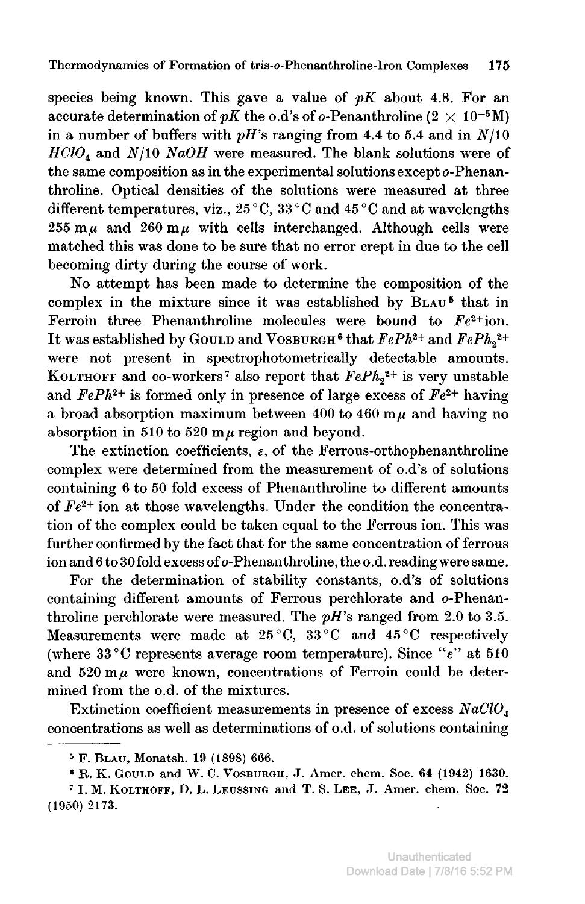species being known. This gave a value of $pK$ about 4.8. For an accurate determination of $pK$ the o.d's of o-Penanthroline ($2 \times 10^{-5}$M) in a number of buffers with $pH$'s ranging from 4.4 to 5.4 and in $N/10$ $HClO_4$ and $N/10$ $NaOH$ were measured. The blank solutions were of the same composition as in the experimental solutions except o-Phenanthroline. Optical densities of the solutions were measured at three different temperatures, viz., 25 °C, 33 °C and 45 °C and at wavelengths 255 m$\mu$ and 260 m$\mu$ with cells interchanged. Although cells were matched this was done to be sure that no error crept in due to the cell becoming dirty during the course of work.

No attempt has been made to determine the composition of the complex in the mixture since it was established by Blau[5] that in Ferroin three Phenanthroline molecules were bound to $Fe^{2+}$ion. It was established by Gould and Vosburgh[6] that $FePh^{2+}$ and $FePh_2^{2+}$ were not present in spectrophotometrically detectable amounts. Kolthoff and co-workers[7] also report that $FePh_2^{2+}$ is very unstable and $FePh^{2+}$ is formed only in presence of large excess of $Fe^{2+}$ having a broad absorption maximum between 400 to 460 m$\mu$ and having no absorption in 510 to 520 m$\mu$ region and beyond.

The extinction coefficients, $\varepsilon$, of the Ferrous-orthophenanthroline complex were determined from the measurement of o.d's of solutions containing 6 to 50 fold excess of Phenanthroline to different amounts of $Fe^{2+}$ ion at those wavelengths. Under the condition the concentration of the complex could be taken equal to the Ferrous ion. This was further confirmed by the fact that for the same concentration of ferrous ion and 6 to 30 fold excess of o-Phenanthroline, the o.d. reading were same.

For the determination of stability constants, o.d's of solutions containing different amounts of Ferrous perchlorate and o-Phenanthroline perchlorate were measured. The $pH$'s ranged from 2.0 to 3.5. Measurements were made at 25 °C, 33 °C and 45 °C respectively (where 33 °C represents average room temperature). Since "$\varepsilon$" at 510 and 520 m$\mu$ were known, concentrations of Ferroin could be determined from the o.d. of the mixtures.

Extinction coefficient measurements in presence of excess $NaClO_4$ concentrations as well as determinations of o.d. of solutions containing

---

[5] F. Blau, Monatsh. 19 (1898) 666.

[6] R. K. Gould and W. C. Vosburgh, J. Amer. chem. Soc. 64 (1942) 1630.

[7] I. M. Kolthoff, D. L. Leussing and T. S. Lee, J. Amer. chem. Soc. 72 (1950) 2173.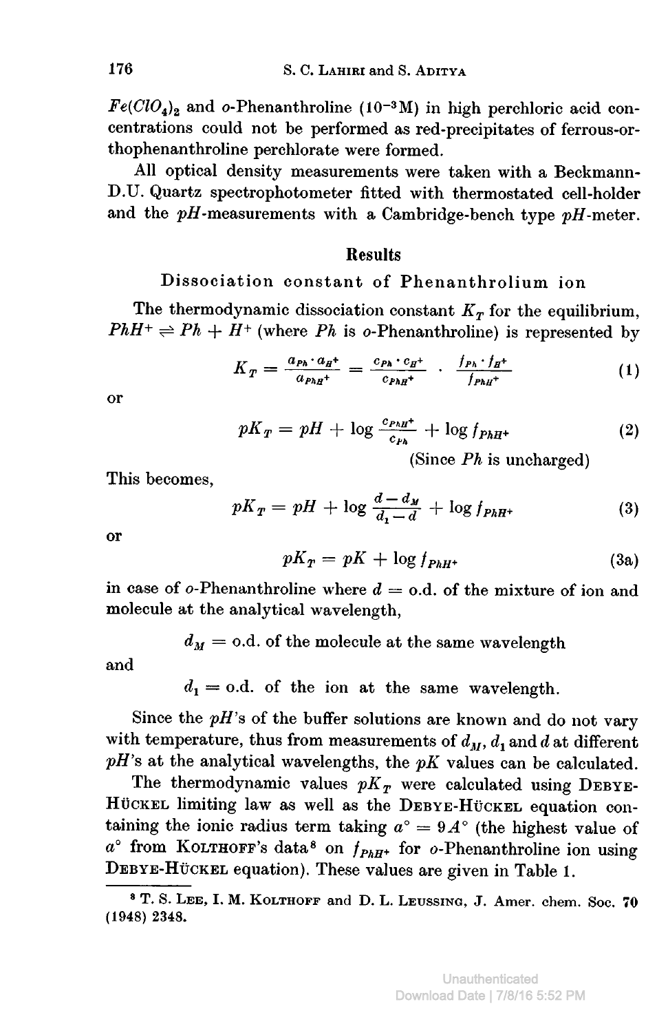$Fe(ClO_4)_2$ and *o*-Phenanthroline ($10^{-3}$M) in high perchloric acid concentrations could not be performed as red-precipitates of ferrous-orthophenanthroline perchlorate were formed.

All optical density measurements were taken with a Beckmann-D.U. Quartz spectrophotometer fitted with thermostated cell-holder and the $pH$-measurements with a Cambridge-bench type $pH$-meter.

## Results

### Dissociation constant of Phenanthrolium ion

The thermodynamic dissociation constant $K_T$ for the equilibrium, $PhH^+ \rightleftharpoons Ph + H^+$ (where $Ph$ is *o*-Phenanthroline) is represented by

$$K_T = \frac{a_{Ph} \cdot a_{H^+}}{a_{PhH^+}} = \frac{c_{Ph} \cdot c_{H^+}}{c_{PhH^+}} \cdot \frac{f_{Ph} \cdot f_{H^+}}{f_{PhH^+}} \tag{1}$$

or

$$pK_T = pH + \log \frac{c_{PhH^+}}{c_{Ph}} + \log f_{PhH^+} \tag{2}$$

(Since $Ph$ is uncharged)

This becomes,

$$pK_T = pH + \log \frac{d - d_M}{d_1 - d} + \log f_{PhH^+} \tag{3}$$

or

$$pK_T = pK + \log f_{PhH^+} \tag{3a}$$

in case of *o*-Phenanthroline where $d$ = o.d. of the mixture of ion and molecule at the analytical wavelength,

$d_M$ = o.d. of the molecule at the same wavelength

and

$d_1$ = o.d. of the ion at the same wavelength.

Since the $pH$'s of the buffer solutions are known and do not vary with temperature, thus from measurements of $d_M$, $d_1$ and $d$ at different $pH$'s at the analytical wavelengths, the $pK$ values can be calculated.

The thermodynamic values $pK_T$ were calculated using Debye-Hückel limiting law as well as the Debye-Hückel equation containing the ionic radius term taking $a^\circ = 9 A^\circ$ (the highest value of $a^\circ$ from Kolthoff's data[8] on $f_{PhH^+}$ for *o*-Phenanthroline ion using Debye-Hückel equation). These values are given in Table 1.

---

[8] T. S. Lee, I. M. Kolthoff and D. L. Leussing, J. Amer. chem. Soc. **70** (1948) 2348.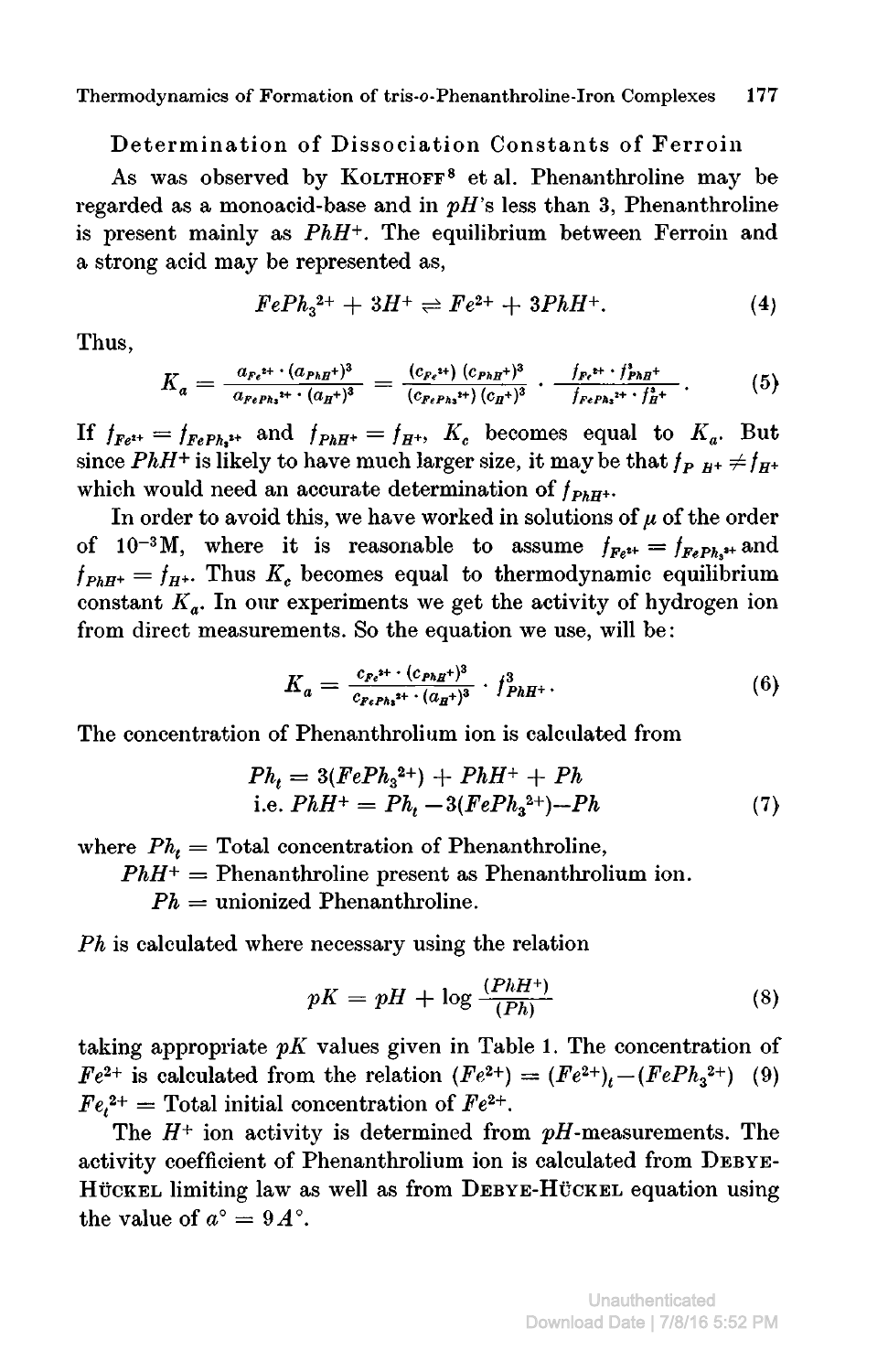## Determination of Dissociation Constants of Ferroin

As was observed by KOLTHOFF[8] et al. Phenanthroline may be regarded as a monoacid-base and in $pH$'s less than 3, Phenanthroline is present mainly as $PhH^+$. The equilibrium between Ferroin and a strong acid may be represented as,

$$FePh_3^{2+} + 3H^+ \rightleftharpoons Fe^{2+} + 3PhH^+. \tag{4}$$

Thus,

$$K_a = \frac{a_{Fe^{2+}} \cdot (a_{PhH^+})^3}{a_{FePh_3^{2+}} \cdot (a_{H^+})^3} = \frac{(c_{Fe^{2+}})\,(c_{PhH^+})^3}{(c_{FePh_3^{2+}})\,(c_{H^+})^3} \cdot \frac{f_{Fe^{2+}} \cdot f^3_{PhH^+}}{f_{FePh_3^{2+}} \cdot f^3_{H^+}}. \tag{5}$$

If $f_{Fe^{2+}} = f_{FePh_3^{2+}}$ and $f_{PhH^+} = f_{H^+}$, $K_c$ becomes equal to $K_a$. But since $PhH^+$ is likely to have much larger size, it may be that $f_{PH^+} \neq f_{H^+}$ which would need an accurate determination of $f_{PhH^+}$.

In order to avoid this, we have worked in solutions of $\mu$ of the order of $10^{-3}$M, where it is reasonable to assume $f_{Fe^{2+}} = f_{FePh_3^{2+}}$ and $f_{PhH^+} = f_{H^+}$. Thus $K_c$ becomes equal to thermodynamic equilibrium constant $K_a$. In our experiments we get the activity of hydrogen ion from direct measurements. So the equation we use, will be:

$$K_a = \frac{c_{Fe^{2+}} \cdot (c_{PhH^+})^3}{c_{FePh_3^{2+}} \cdot (a_{H^+})^3} \cdot f^3_{PhH^+}. \tag{6}$$

The concentration of Phenanthrolium ion is calculated from

$$Ph_t = 3(FePh_3^{2+}) + PhH^+ + Ph$$
$$\text{i.e. } PhH^+ = Ph_t - 3(FePh_3^{2+}) - Ph \tag{7}$$

where $Ph_t$ = Total concentration of Phenanthroline,
$PhH^+$ = Phenanthroline present as Phenanthrolium ion.
$Ph$ = unionized Phenanthroline.

$Ph$ is calculated where necessary using the relation

$$pK = pH + \log \frac{(PhH^+)}{(Ph)} \tag{8}$$

taking appropriate $pK$ values given in Table 1. The concentration of $Fe^{2+}$ is calculated from the relation $(Fe^{2+}) = (Fe^{2+})_t - (FePh_3^{2+})$ (9) $Fe_t^{2+}$ = Total initial concentration of $Fe^{2+}$.

The $H^+$ ion activity is determined from $pH$-measurements. The activity coefficient of Phenanthrolium ion is calculated from DEBYE-HÜCKEL limiting law as well as from DEBYE-HÜCKEL equation using the value of $a° = 9\,A°$.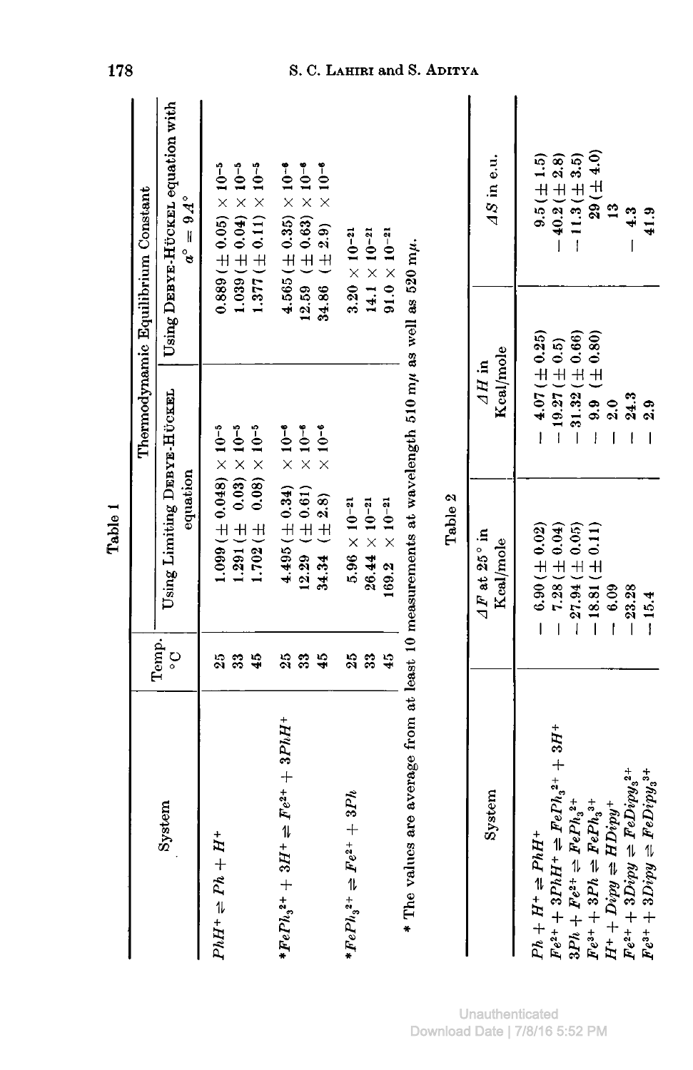Table 1

| System | Temp. °C | Thermodynamic Equilibrium Constant | |
|---|---|---|---|
| | | Using Limiting Debye-Hückel equation | Using Debye-Hückel equation with $a^{\circ} = 9 Å^{\circ}$ |
| $PhH^{+} \rightleftharpoons Ph + H^{+}$ | 25 | $1.099 (\pm 0.048) \times 10^{-5}$ | $0.889 (\pm 0.05) \times 10^{-5}$ |
| | 33 | $1.291 (\pm 0.03) \times 10^{-5}$ | $1.039 (\pm 0.04) \times 10^{-5}$ |
| | 45 | $1.702 (\pm 0.08) \times 10^{-5}$ | $1.377 (\pm 0.11) \times 10^{-5}$ |
| *$FePh_3^{2+} + 3H^{+} \rightleftharpoons Fe^{2+} + 3PhH^{+}$ | 25 | $4.495 (\pm 0.34) \times 10^{-6}$ | $4.565 (\pm 0.35) \times 10^{-6}$ |
| | 33 | $12.29 (\pm 0.61) \times 10^{-6}$ | $12.59 (\pm 0.63) \times 10^{-6}$ |
| | 45 | $34.34 (\pm 2.8) \times 10^{-6}$ | $34.86 (\pm 2.9) \times 10^{-6}$ |
| *$FePh_3^{2+} \rightleftharpoons Fe^{2+} + 3Ph$ | 25 | $5.96 \times 10^{-21}$ | $3.20 \times 10^{-21}$ |
| | 33 | $26.44 \times 10^{-21}$ | $14.1 \times 10^{-21}$ |
| | 45 | $169.2 \times 10^{-21}$ | $91.0 \times 10^{-21}$ |

\* The values are average from at least 10 measurements at wavelength 510 m$\mu$ as well as 520 m$\mu$.

Table 2

| System | $\Delta F$ at 25° in Kcal/mole | $\Delta H$ in Kcal/mole | $\Delta S$ in e.u. |
|---|---|---|---|
| $Ph + H^{+} \rightleftharpoons PhH^{+}$ | $-6.90 (\pm 0.02)$ | $-4.07 (\pm 0.25)$ | $9.5 (\pm 1.5)$ |
| $Fe^{2+} + 3PhH^{+} \rightleftharpoons FePh_3^{2+} + 3H^{+}$ | $-7.28 (\pm 0.04)$ | $-19.27 (\pm 0.5)$ | $-40.2 (\pm 2.8)$ |
| $3Ph + Fe^{2+} \rightleftharpoons FePh_3^{2+}$ | $-27.94 (\pm 0.05)$ | $-31.32 (\pm 0.66)$ | $-11.3 (\pm 3.5)$ |
| $Fe^{3+} + 3Ph \rightleftharpoons FePh_3^{3+}$ | $-18.81 (\pm 0.11)$ | $-9.9 (\pm 0.80)$ | $29 (\pm 4.0)$ |
| $H^{+} + Dipy \rightleftharpoons HDipy^{+}$ | $-6.09$ | $-2.0$ | $13$ |
| $Fe^{2+} + 3Dipy \rightleftharpoons FeDipy_3^{2+}$ | $-23.28$ | $-24.3$ | $-4.3$ |
| $Fe^{3+} + 3Dipy \rightleftharpoons FeDipy_3^{3+}$ | $-15.4$ | $-2.9$ | $41.9$ |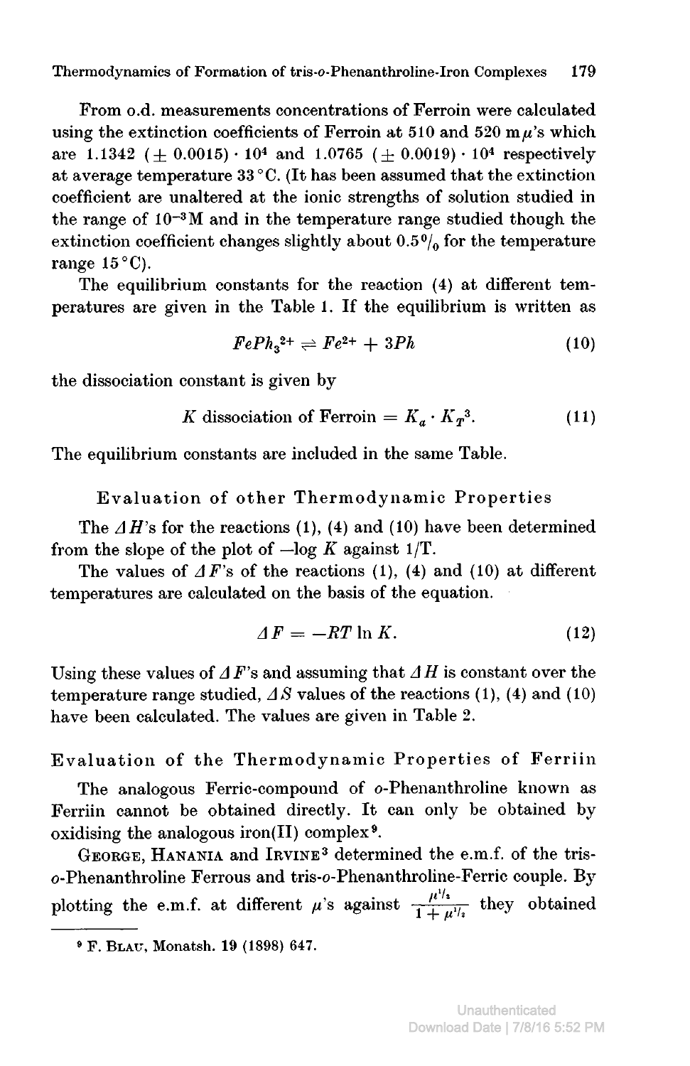From o.d. measurements concentrations of Ferroin were calculated using the extinction coefficients of Ferroin at 510 and 520 m$\mu$'s which are 1.1342 ($\pm$ 0.0015) $\cdot$ $10^4$ and 1.0765 ($\pm$ 0.0019) $\cdot$ $10^4$ respectively at average temperature 33 °C. (It has been assumed that the extinction coefficient are unaltered at the ionic strengths of solution studied in the range of $10^{-3}$M and in the temperature range studied though the extinction coefficient changes slightly about 0.5% for the temperature range 15 °C).

The equilibrium constants for the reaction (4) at different temperatures are given in the Table 1. If the equilibrium is written as

$$FePh_3^{2+} \rightleftharpoons Fe^{2+} + 3Ph \tag{10}$$

the dissociation constant is given by

$$K \text{ dissociation of Ferroin} = K_a \cdot K_T{}^3. \tag{11}$$

The equilibrium constants are included in the same Table.

## Evaluation of other Thermodynamic Properties

The $\Delta H$'s for the reactions (1), (4) and (10) have been determined from the slope of the plot of $-\log K$ against 1/T.

The values of $\Delta F$'s of the reactions (1), (4) and (10) at different temperatures are calculated on the basis of the equation.

$$\Delta F = -RT \ln K. \tag{12}$$

Using these values of $\Delta F$'s and assuming that $\Delta H$ is constant over the temperature range studied, $\Delta S$ values of the reactions (1), (4) and (10) have been calculated. The values are given in Table 2.

## Evaluation of the Thermodynamic Properties of Ferriin

The analogous Ferric-compound of *o*-Phenanthroline known as Ferriin cannot be obtained directly. It can only be obtained by oxidising the analogous iron(II) complex[9].

George, Hanania and Irvine[3] determined the e.m.f. of the tris-*o*-Phenanthroline Ferrous and tris-*o*-Phenanthroline-Ferric couple. By plotting the e.m.f. at different $\mu$'s against $\frac{\mu^{1/2}}{1 + \mu^{1/2}}$ they obtained

---

[9] F. Blau, Monatsh. 19 (1898) 647.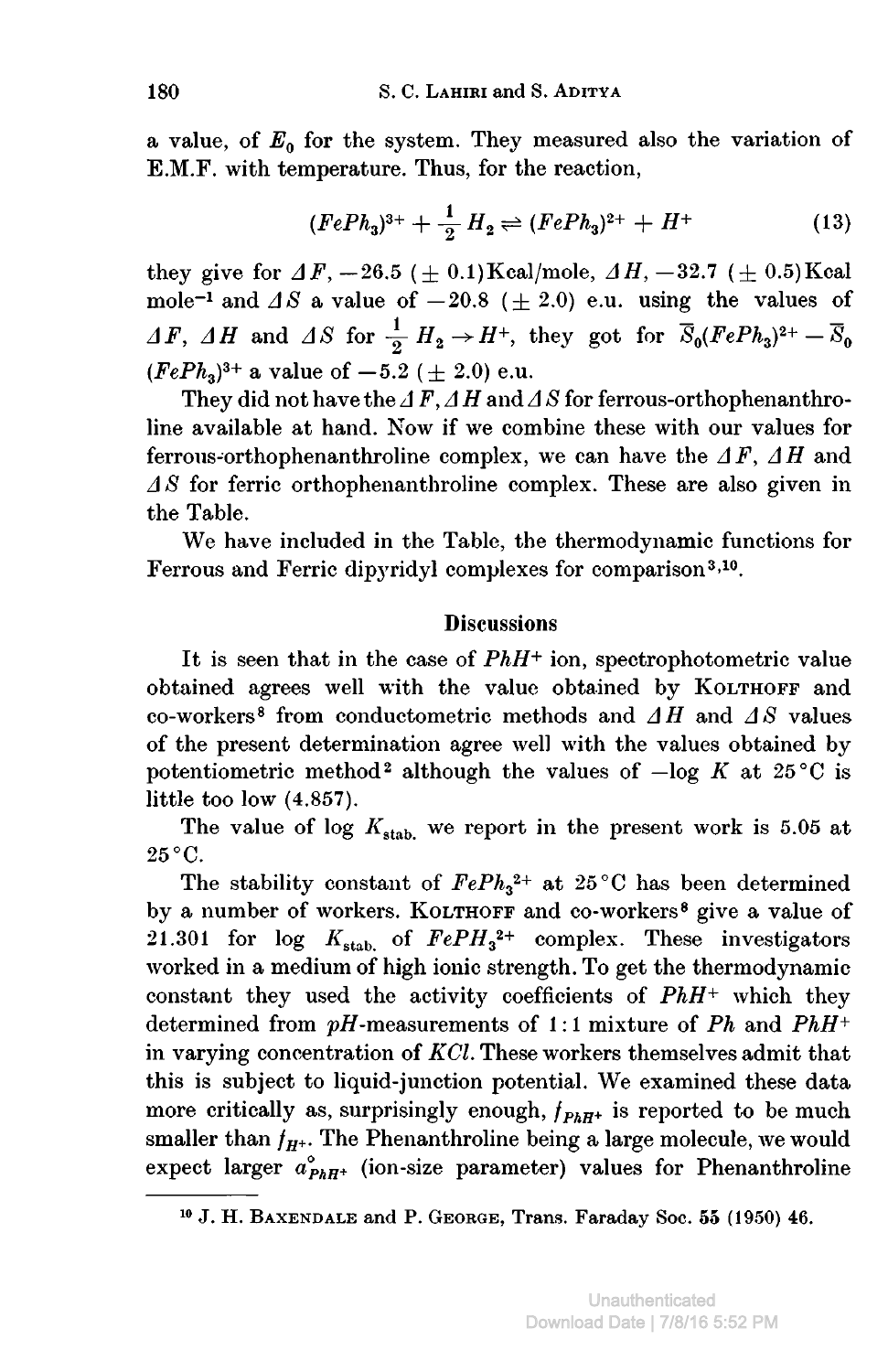a value, of $E_0$ for the system. They measured also the variation of E.M.F. with temperature. Thus, for the reaction,

$$(FePh_3)^{3+} + \frac{1}{2} H_2 \rightleftharpoons (FePh_3)^{2+} + H^+ \tag{13}$$

they give for $\Delta F$, $-26.5$ ($\pm$ 0.1)Kcal/mole, $\Delta H$, $-32.7$ ($\pm$ 0.5)Kcal mole$^{-1}$ and $\Delta S$ a value of $-20.8$ ($\pm$ 2.0) e.u. using the values of $\Delta F$, $\Delta H$ and $\Delta S$ for $\frac{1}{2} H_2 \rightarrow H^+$, they got for $\bar{S}_0(FePh_3)^{2+} - \bar{S}_0 (FePh_3)^{3+}$ a value of $-5.2$ ($\pm$ 2.0) e.u.

They did not have the $\Delta F$, $\Delta H$ and $\Delta S$ for ferrous-orthophenanthroline available at hand. Now if we combine these with our values for ferrous-orthophenanthroline complex, we can have the $\Delta F$, $\Delta H$ and $\Delta S$ for ferric orthophenanthroline complex. These are also given in the Table.

We have included in the Table, the thermodynamic functions for Ferrous and Ferric dipyridyl complexes for comparison[3,10].

## Discussions

It is seen that in the case of $PhH^+$ ion, spectrophotometric value obtained agrees well with the value obtained by Kolthoff and co-workers[8] from conductometric methods and $\Delta H$ and $\Delta S$ values of the present determination agree well with the values obtained by potentiometric method[2] although the values of $-\log K$ at 25 °C is little too low (4.857).

The value of $\log K_{stab.}$ we report in the present work is 5.05 at 25 °C.

The stability constant of $FePh_3^{2+}$ at 25 °C has been determined by a number of workers. Kolthoff and co-workers[8] give a value of 21.301 for $\log K_{stab.}$ of $FePH_3^{2+}$ complex. These investigators worked in a medium of high ionic strength. To get the thermodynamic constant they used the activity coefficients of $PhH^+$ which they determined from $pH$-measurements of 1:1 mixture of $Ph$ and $PhH^+$ in varying concentration of $KCl$. These workers themselves admit that this is subject to liquid-junction potential. We examined these data more critically as, surprisingly enough, $f_{PhH^+}$ is reported to be much smaller than $f_{H^+}$. The Phenanthroline being a large molecule, we would expect larger $\mathring{a}_{PhH^+}$ (ion-size parameter) values for Phenanthroline

---

[10] J. H. Baxendale and P. George, Trans. Faraday Soc. 55 (1950) 46.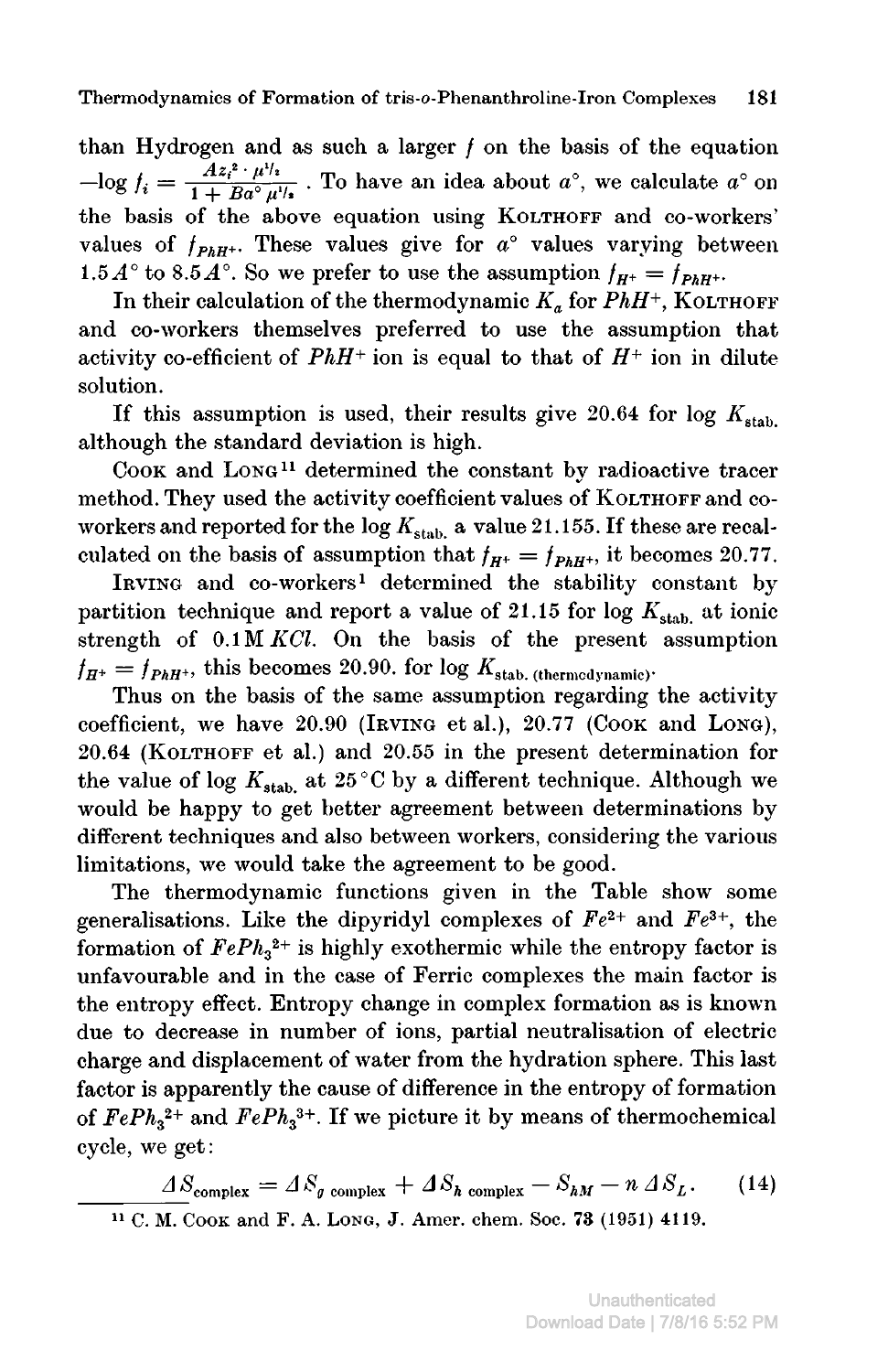than Hydrogen and as such a larger $f$ on the basis of the equation $-\log f_i = \frac{A z_i^2 \cdot \mu^{1/2}}{1 + B a^\circ \mu^{1/2}}$. To have an idea about $a^\circ$, we calculate $a^\circ$ on the basis of the above equation using KOLTHOFF and co-workers' values of $f_{PhH^+}$. These values give for $a^\circ$ values varying between $1.5 A^\circ$ to $8.5 A^\circ$. So we prefer to use the assumption $f_{H^+} = f_{PhH^+}$.

In their calculation of the thermodynamic $K_a$ for $PhH^+$, KOLTHOFF and co-workers themselves preferred to use the assumption that activity co-efficient of $PhH^+$ ion is equal to that of $H^+$ ion in dilute solution.

If this assumption is used, their results give 20.64 for $\log K_{\text{stab.}}$ although the standard deviation is high.

COOK and LONG[11] determined the constant by radioactive tracer method. They used the activity coefficient values of KOLTHOFF and co-workers and reported for the $\log K_{\text{stab.}}$ a value 21.155. If these are recalculated on the basis of assumption that $f_{H^+} = f_{PhH^+}$, it becomes 20.77.

IRVING and co-workers[1] determined the stability constant by partition technique and report a value of 21.15 for $\log K_{\text{stab.}}$ at ionic strength of 0.1 M $KCl$. On the basis of the present assumption $f_{H^+} = f_{PhH^+}$, this becomes 20.90. for $\log K_{\text{stab. (thermodynamic)}}$.

Thus on the basis of the same assumption regarding the activity coefficient, we have 20.90 (IRVING et al.), 20.77 (COOK and LONG), 20.64 (KOLTHOFF et al.) and 20.55 in the present determination for the value of $\log K_{\text{stab.}}$ at 25 °C by a different technique. Although we would be happy to get better agreement between determinations by different techniques and also between workers, considering the various limitations, we would take the agreement to be good.

The thermodynamic functions given in the Table show some generalisations. Like the dipyridyl complexes of $Fe^{2+}$ and $Fe^{3+}$, the formation of $FePh_3{}^{2+}$ is highly exothermic while the entropy factor is unfavourable and in the case of Ferric complexes the main factor is the entropy effect. Entropy change in complex formation as is known due to decrease in number of ions, partial neutralisation of electric charge and displacement of water from the hydration sphere. This last factor is apparently the cause of difference in the entropy of formation of $FePh_3{}^{2+}$ and $FePh_3{}^{3+}$. If we picture it by means of thermochemical cycle, we get:

$$\Delta S_{\text{complex}} = \Delta S_{g\ \text{complex}} + \Delta S_{h\ \text{complex}} - S_{hM} - n\,\Delta S_L. \qquad (14)$$

[11] C. M. COOK and F. A. LONG, J. Amer. chem. Soc. **73** (1951) 4119.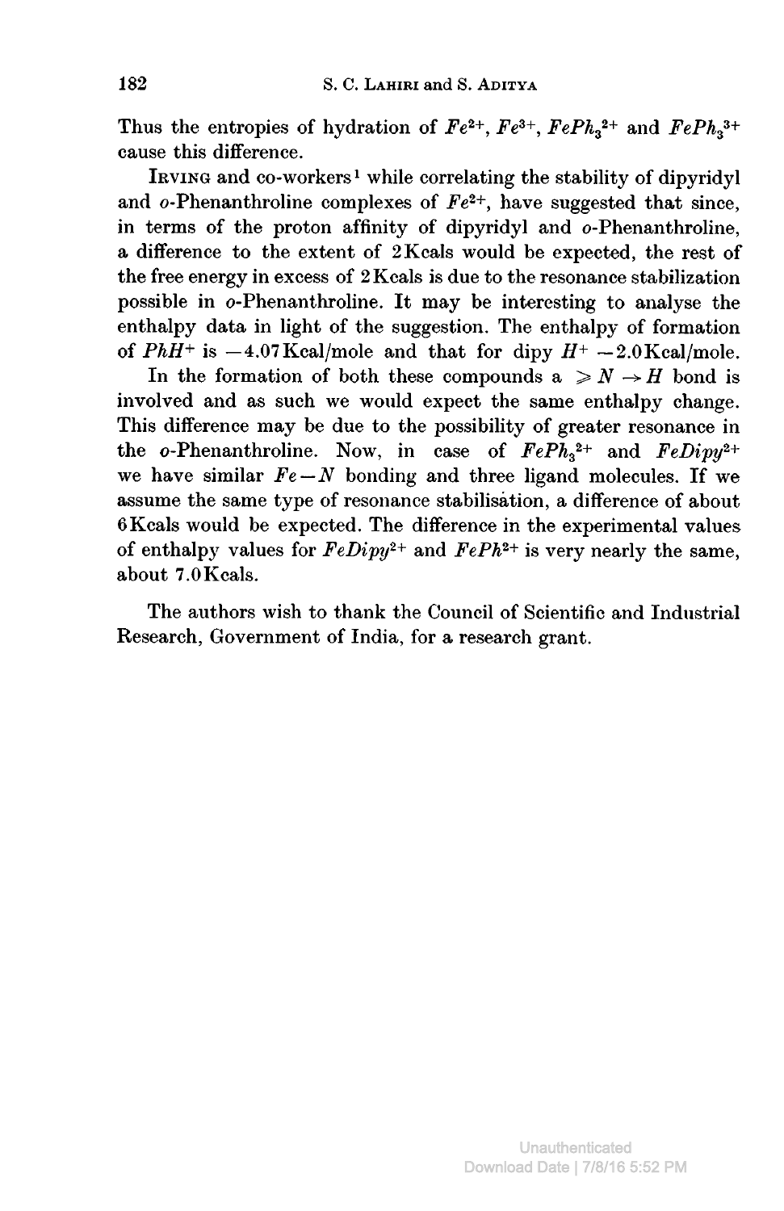Thus the entropies of hydration of $Fe^{2+}$, $Fe^{3+}$, $FePh_3^{2+}$ and $FePh_3^{3+}$ cause this difference.

IRVING and co-workers[1] while correlating the stability of dipyridyl and *o*-Phenanthroline complexes of $Fe^{2+}$, have suggested that since, in terms of the proton affinity of dipyridyl and *o*-Phenanthroline, a difference to the extent of 2 Kcals would be expected, the rest of the free energy in excess of 2 Kcals is due to the resonance stabilization possible in *o*-Phenanthroline. It may be interesting to analyse the enthalpy data in light of the suggestion. The enthalpy of formation of $PhH^+$ is $-4.07$ Kcal/mole and that for dipy $H^+$ $-2.0$ Kcal/mole.

In the formation of both these compounds a $\geqslant N \rightarrow H$ bond is involved and as such we would expect the same enthalpy change. This difference may be due to the possibility of greater resonance in the *o*-Phenanthroline. Now, in case of $FePh_3^{2+}$ and $FeDipy^{2+}$ we have similar $Fe-N$ bonding and three ligand molecules. If we assume the same type of resonance stabilisation, a difference of about 6 Kcals would be expected. The difference in the experimental values of enthalpy values for $FeDipy^{2+}$ and $FePh^{2+}$ is very nearly the same, about 7.0 Kcals.

The authors wish to thank the Council of Scientific and Industrial Research, Government of India, for a research grant.